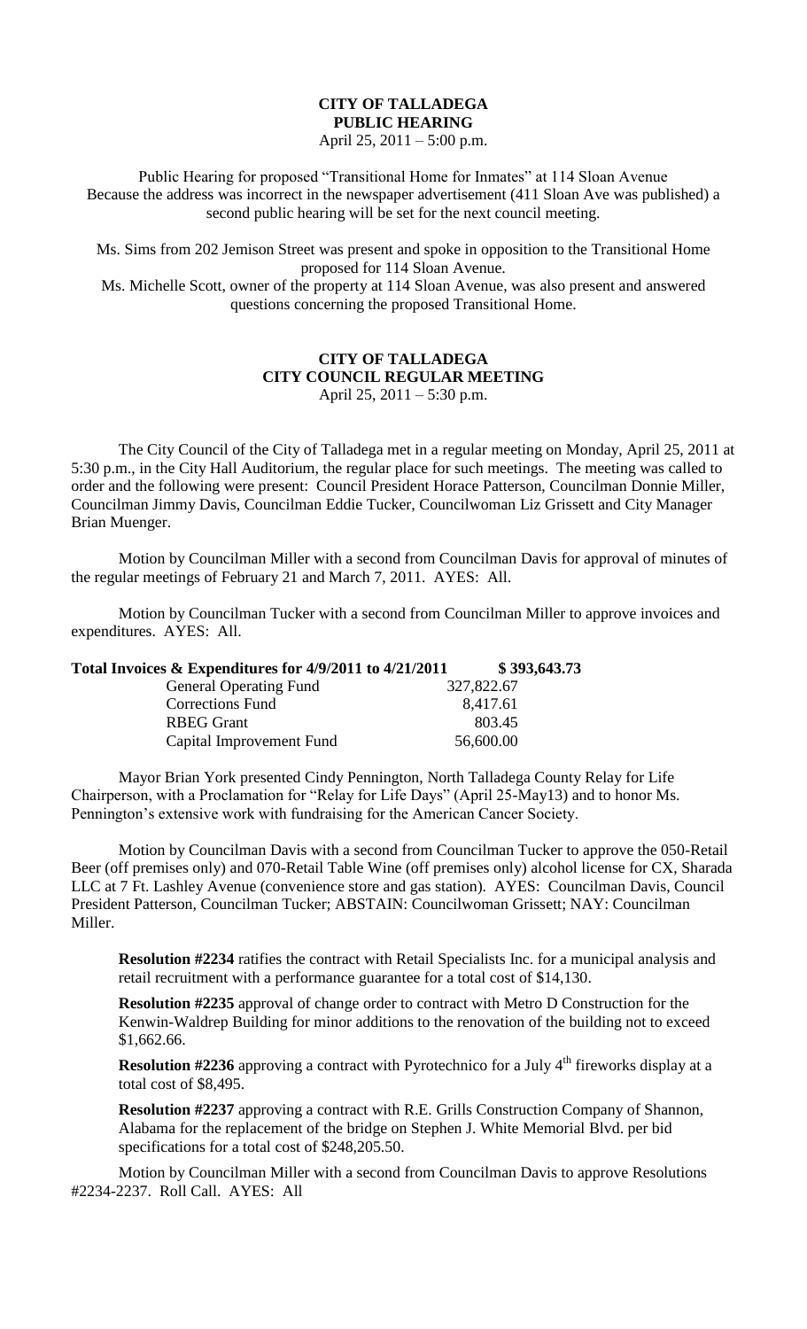**CITY OF TALLADEGA**
**PUBLIC HEARING**
April 25, 2011 – 5:00 p.m.

Public Hearing for proposed "Transitional Home for Inmates" at 114 Sloan Avenue
Because the address was incorrect in the newspaper advertisement (411 Sloan Ave was published) a second public hearing will be set for the next council meeting.

Ms. Sims from 202 Jemison Street was present and spoke in opposition to the Transitional Home proposed for 114 Sloan Avenue.
Ms. Michelle Scott, owner of the property at 114 Sloan Avenue, was also present and answered questions concerning the proposed Transitional Home.

**CITY OF TALLADEGA**
**CITY COUNCIL REGULAR MEETING**
April 25, 2011 – 5:30 p.m.

The City Council of the City of Talladega met in a regular meeting on Monday, April 25, 2011 at 5:30 p.m., in the City Hall Auditorium, the regular place for such meetings. The meeting was called to order and the following were present: Council President Horace Patterson, Councilman Donnie Miller, Councilman Jimmy Davis, Councilman Eddie Tucker, Councilwoman Liz Grissett and City Manager Brian Muenger.

Motion by Councilman Miller with a second from Councilman Davis for approval of minutes of the regular meetings of February 21 and March 7, 2011. AYES: All.

Motion by Councilman Tucker with a second from Councilman Miller to approve invoices and expenditures. AYES: All.

| **Total Invoices & Expenditures for 4/9/2011 to 4/21/2011** | **\$ 393,643.73** |
|---|---|
| General Operating Fund | 327,822.67 |
| Corrections Fund | 8,417.61 |
| RBEG Grant | 803.45 |
| Capital Improvement Fund | 56,600.00 |

Mayor Brian York presented Cindy Pennington, North Talladega County Relay for Life Chairperson, with a Proclamation for "Relay for Life Days" (April 25-May13) and to honor Ms. Pennington's extensive work with fundraising for the American Cancer Society.

Motion by Councilman Davis with a second from Councilman Tucker to approve the 050-Retail Beer (off premises only) and 070-Retail Table Wine (off premises only) alcohol license for CX, Sharada LLC at 7 Ft. Lashley Avenue (convenience store and gas station). AYES: Councilman Davis, Council President Patterson, Councilman Tucker; ABSTAIN: Councilwoman Grissett; NAY: Councilman Miller.

**Resolution #2234** ratifies the contract with Retail Specialists Inc. for a municipal analysis and retail recruitment with a performance guarantee for a total cost of \$14,130.

**Resolution #2235** approval of change order to contract with Metro D Construction for the Kenwin-Waldrep Building for minor additions to the renovation of the building not to exceed \$1,662.66.

**Resolution #2236** approving a contract with Pyrotechnico for a July 4th fireworks display at a total cost of \$8,495.

**Resolution #2237** approving a contract with R.E. Grills Construction Company of Shannon, Alabama for the replacement of the bridge on Stephen J. White Memorial Blvd. per bid specifications for a total cost of \$248,205.50.

Motion by Councilman Miller with a second from Councilman Davis to approve Resolutions #2234-2237. Roll Call. AYES: All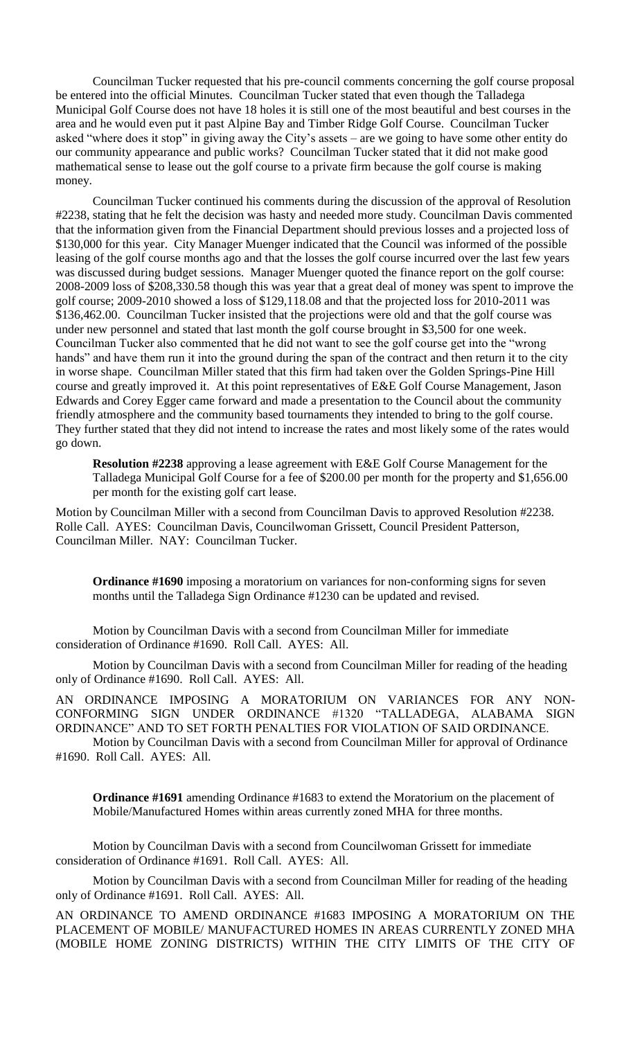Councilman Tucker requested that his pre-council comments concerning the golf course proposal be entered into the official Minutes. Councilman Tucker stated that even though the Talladega Municipal Golf Course does not have 18 holes it is still one of the most beautiful and best courses in the area and he would even put it past Alpine Bay and Timber Ridge Golf Course. Councilman Tucker asked "where does it stop" in giving away the City's assets – are we going to have some other entity do our community appearance and public works? Councilman Tucker stated that it did not make good mathematical sense to lease out the golf course to a private firm because the golf course is making money.

Councilman Tucker continued his comments during the discussion of the approval of Resolution #2238, stating that he felt the decision was hasty and needed more study. Councilman Davis commented that the information given from the Financial Department should previous losses and a projected loss of $130,000 for this year. City Manager Muenger indicated that the Council was informed of the possible leasing of the golf course months ago and that the losses the golf course incurred over the last few years was discussed during budget sessions. Manager Muenger quoted the finance report on the golf course: 2008-2009 loss of $208,330.58 though this was year that a great deal of money was spent to improve the golf course; 2009-2010 showed a loss of $129,118.08 and that the projected loss for 2010-2011 was $136,462.00. Councilman Tucker insisted that the projections were old and that the golf course was under new personnel and stated that last month the golf course brought in $3,500 for one week. Councilman Tucker also commented that he did not want to see the golf course get into the "wrong hands" and have them run it into the ground during the span of the contract and then return it to the city in worse shape. Councilman Miller stated that this firm had taken over the Golden Springs-Pine Hill course and greatly improved it. At this point representatives of E&E Golf Course Management, Jason Edwards and Corey Egger came forward and made a presentation to the Council about the community friendly atmosphere and the community based tournaments they intended to bring to the golf course. They further stated that they did not intend to increase the rates and most likely some of the rates would go down.

**Resolution #2238** approving a lease agreement with E&E Golf Course Management for the Talladega Municipal Golf Course for a fee of $200.00 per month for the property and $1,656.00 per month for the existing golf cart lease.

Motion by Councilman Miller with a second from Councilman Davis to approved Resolution #2238. Rolle Call. AYES: Councilman Davis, Councilwoman Grissett, Council President Patterson, Councilman Miller. NAY: Councilman Tucker.

**Ordinance #1690** imposing a moratorium on variances for non-conforming signs for seven months until the Talladega Sign Ordinance #1230 can be updated and revised.

Motion by Councilman Davis with a second from Councilman Miller for immediate consideration of Ordinance #1690. Roll Call. AYES: All.

Motion by Councilman Davis with a second from Councilman Miller for reading of the heading only of Ordinance #1690. Roll Call. AYES: All.

AN ORDINANCE IMPOSING A MORATORIUM ON VARIANCES FOR ANY NON-CONFORMING SIGN UNDER ORDINANCE #1320 "TALLADEGA, ALABAMA SIGN ORDINANCE" AND TO SET FORTH PENALTIES FOR VIOLATION OF SAID ORDINANCE.

Motion by Councilman Davis with a second from Councilman Miller for approval of Ordinance #1690. Roll Call. AYES: All.

**Ordinance #1691** amending Ordinance #1683 to extend the Moratorium on the placement of Mobile/Manufactured Homes within areas currently zoned MHA for three months.

Motion by Councilman Davis with a second from Councilwoman Grissett for immediate consideration of Ordinance #1691. Roll Call. AYES: All.

Motion by Councilman Davis with a second from Councilman Miller for reading of the heading only of Ordinance #1691. Roll Call. AYES: All.

AN ORDINANCE TO AMEND ORDINANCE #1683 IMPOSING A MORATORIUM ON THE PLACEMENT OF MOBILE/ MANUFACTURED HOMES IN AREAS CURRENTLY ZONED MHA (MOBILE HOME ZONING DISTRICTS) WITHIN THE CITY LIMITS OF THE CITY OF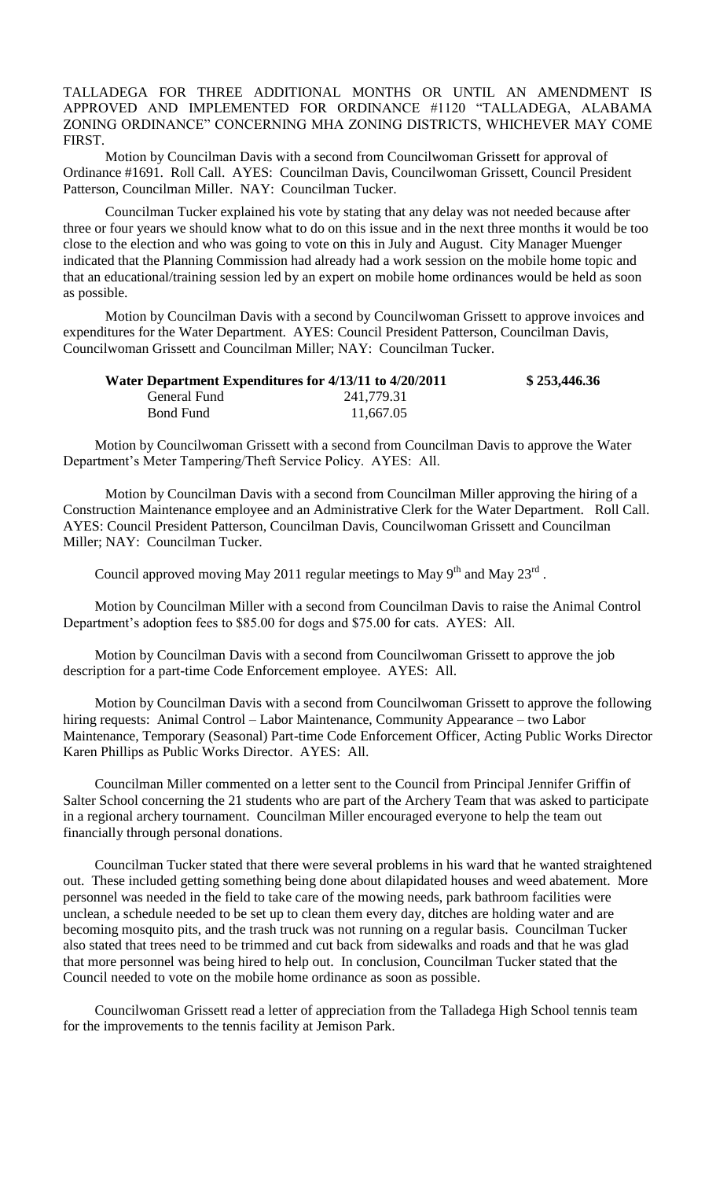TALLADEGA FOR THREE ADDITIONAL MONTHS OR UNTIL AN AMENDMENT IS APPROVED AND IMPLEMENTED FOR ORDINANCE #1120 "TALLADEGA, ALABAMA ZONING ORDINANCE" CONCERNING MHA ZONING DISTRICTS, WHICHEVER MAY COME FIRST.

Motion by Councilman Davis with a second from Councilwoman Grissett for approval of Ordinance #1691. Roll Call. AYES: Councilman Davis, Councilwoman Grissett, Council President Patterson, Councilman Miller. NAY: Councilman Tucker.

Councilman Tucker explained his vote by stating that any delay was not needed because after three or four years we should know what to do on this issue and in the next three months it would be too close to the election and who was going to vote on this in July and August. City Manager Muenger indicated that the Planning Commission had already had a work session on the mobile home topic and that an educational/training session led by an expert on mobile home ordinances would be held as soon as possible.

Motion by Councilman Davis with a second by Councilwoman Grissett to approve invoices and expenditures for the Water Department. AYES: Council President Patterson, Councilman Davis, Councilwoman Grissett and Councilman Miller; NAY: Councilman Tucker.

| **Water Department Expenditures for 4/13/11 to 4/20/2011** | | **$ 253,446.36** |
|---|---|---|
| General Fund | 241,779.31 | |
| Bond Fund | 11,667.05 | |

Motion by Councilwoman Grissett with a second from Councilman Davis to approve the Water Department's Meter Tampering/Theft Service Policy. AYES: All.

Motion by Councilman Davis with a second from Councilman Miller approving the hiring of a Construction Maintenance employee and an Administrative Clerk for the Water Department. Roll Call. AYES: Council President Patterson, Councilman Davis, Councilwoman Grissett and Councilman Miller; NAY: Councilman Tucker.

Council approved moving May 2011 regular meetings to May 9th and May 23rd.

Motion by Councilman Miller with a second from Councilman Davis to raise the Animal Control Department's adoption fees to $85.00 for dogs and $75.00 for cats. AYES: All.

Motion by Councilman Davis with a second from Councilwoman Grissett to approve the job description for a part-time Code Enforcement employee. AYES: All.

Motion by Councilman Davis with a second from Councilwoman Grissett to approve the following hiring requests: Animal Control – Labor Maintenance, Community Appearance – two Labor Maintenance, Temporary (Seasonal) Part-time Code Enforcement Officer, Acting Public Works Director Karen Phillips as Public Works Director. AYES: All.

Councilman Miller commented on a letter sent to the Council from Principal Jennifer Griffin of Salter School concerning the 21 students who are part of the Archery Team that was asked to participate in a regional archery tournament. Councilman Miller encouraged everyone to help the team out financially through personal donations.

Councilman Tucker stated that there were several problems in his ward that he wanted straightened out. These included getting something being done about dilapidated houses and weed abatement. More personnel was needed in the field to take care of the mowing needs, park bathroom facilities were unclean, a schedule needed to be set up to clean them every day, ditches are holding water and are becoming mosquito pits, and the trash truck was not running on a regular basis. Councilman Tucker also stated that trees need to be trimmed and cut back from sidewalks and roads and that he was glad that more personnel was being hired to help out. In conclusion, Councilman Tucker stated that the Council needed to vote on the mobile home ordinance as soon as possible.

Councilwoman Grissett read a letter of appreciation from the Talladega High School tennis team for the improvements to the tennis facility at Jemison Park.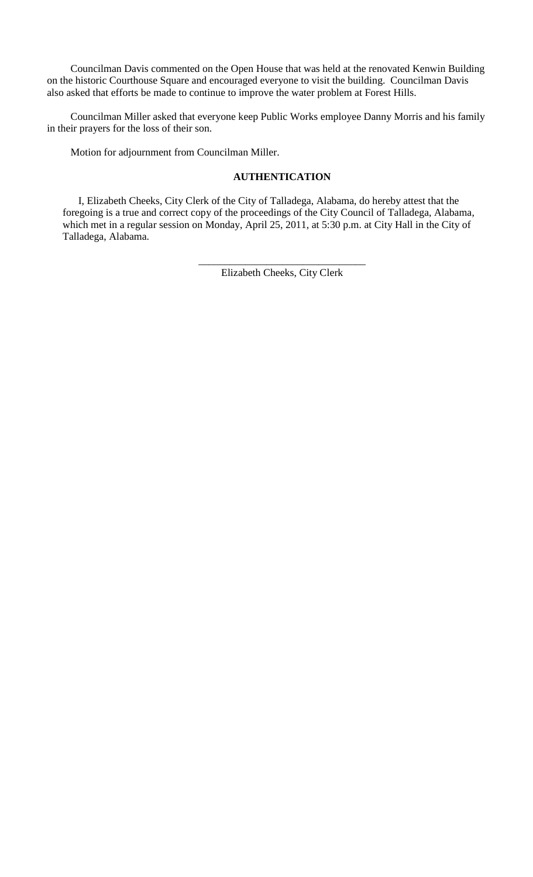Councilman Davis commented on the Open House that was held at the renovated Kenwin Building on the historic Courthouse Square and encouraged everyone to visit the building. Councilman Davis also asked that efforts be made to continue to improve the water problem at Forest Hills.

Councilman Miller asked that everyone keep Public Works employee Danny Morris and his family in their prayers for the loss of their son.

Motion for adjournment from Councilman Miller.

**AUTHENTICATION**

I, Elizabeth Cheeks, City Clerk of the City of Talladega, Alabama, do hereby attest that the foregoing is a true and correct copy of the proceedings of the City Council of Talladega, Alabama, which met in a regular session on Monday, April 25, 2011, at 5:30 p.m. at City Hall in the City of Talladega, Alabama.

\_\_\_\_\_\_\_\_\_\_\_\_\_\_\_\_\_\_\_\_\_\_\_\_\_\_\_\_\_\_\_\_

Elizabeth Cheeks, City Clerk